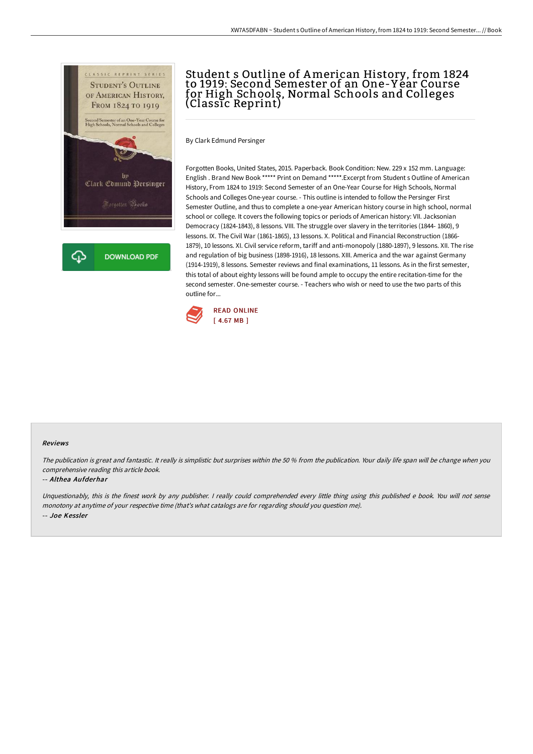# Student s Outline of American History, from 1824 to 1919: Second Semester of an One-Year Course for High Schools, Normal Schools and Colleges (Classic Reprint)

By Clark Edmund Persinger

Forgotten Books, United States, 2015. Paperback. Book Condition: New. 229 x 152 mm. Language: English . Brand New Book ***** Print on Demand *****.Excerpt from Student s Outline of American History, From 1824 to 1919: Second Semester of an One-Year Course for High Schools, Normal Schools and Colleges One-year course. - This outline is intended to follow the Persinger First Semester Outline, and thus to complete a one-year American history course in high school, normal school or college. It covers the following topics or periods of American history: VII. Jacksonian Democracy (1824-1843), 8 lessons. VIII. The struggle over slavery in the territories (1844- 1860), 9 lessons. IX. The Civil War (1861-1865), 13 lessons. X. Political and Financial Reconstruction (1866-1879), 10 lessons. XI. Civil service reform, tariff and anti-monopoly (1880-1897), 9 lessons. XII. The rise and regulation of big business (1898-1916), 18 lessons. XIII. America and the war against Germany (1914-1919), 8 lessons. Semester reviews and final examinations, 11 lessons. As in the first semester, this total of about eighty lessons will be found ample to occupy the entire recitation-time for the second semester. One-semester course. - Teachers who wish or need to use the two parts of this outline for...

DOWNLOAD PDF

READ ONLINE
[ 4.67 MB ]

#### Reviews

*The publication is great and fantastic. It really is simplistic but surprises within the 50 % from the publication. Your daily life span will be change when you comprehensive reading this article book.*

-- *Althea Aufderhar*

*Unquestionably, this is the finest work by any publisher. I really could comprehended every little thing using this published e book. You will not sense monotony at anytime of your respective time (that's what catalogs are for regarding should you question me).*

-- *Joe Kessler*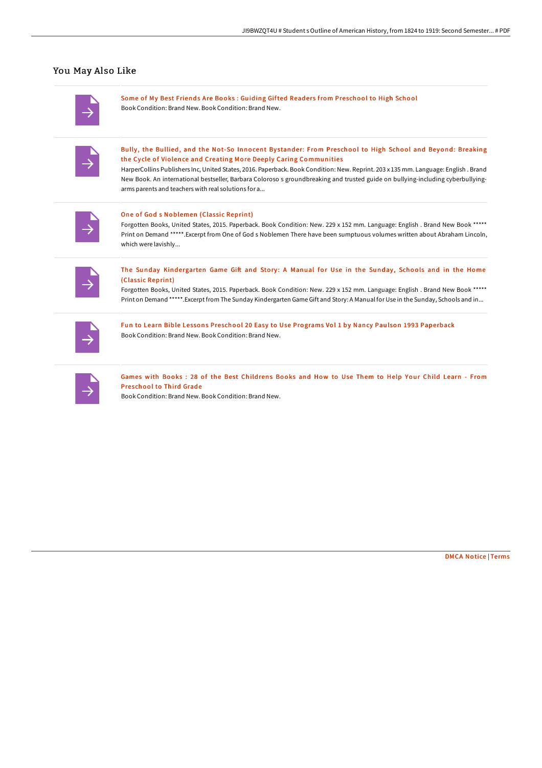## You May Also Like

Some of My Best Friends Are Books : Guiding Gifted Readers from Preschool to High School

Book Condition: Brand New. Book Condition: Brand New.

Bully, the Bullied, and the Not-So Innocent Bystander: From Preschool to High School and Beyond: Breaking the Cycle of Violence and Creating More Deeply Caring Communities

HarperCollins Publishers Inc, United States, 2016. Paperback. Book Condition: New. Reprint. 203 x 135 mm. Language: English . Brand New Book. An international bestseller, Barbara Coloroso s groundbreaking and trusted guide on bullying-including cyberbullying-arms parents and teachers with real solutions for a...

One of God s Noblemen (Classic Reprint)

Forgotten Books, United States, 2015. Paperback. Book Condition: New. 229 x 152 mm. Language: English . Brand New Book ***** Print on Demand *****.Excerpt from One of God s Noblemen There have been sumptuous volumes written about Abraham Lincoln, which were lavishly...

The Sunday Kindergarten Game Gift and Story: A Manual for Use in the Sunday, Schools and in the Home (Classic Reprint)

Forgotten Books, United States, 2015. Paperback. Book Condition: New. 229 x 152 mm. Language: English . Brand New Book ***** Print on Demand *****.Excerpt from The Sunday Kindergarten Game Gift and Story: A Manual for Use in the Sunday, Schools and in...

Fun to Learn Bible Lessons Preschool 20 Easy to Use Programs Vol 1 by Nancy Paulson 1993 Paperback

Book Condition: Brand New. Book Condition: Brand New.

Games with Books : 28 of the Best Childrens Books and How to Use Them to Help Your Child Learn - From Preschool to Third Grade

Book Condition: Brand New. Book Condition: Brand New.